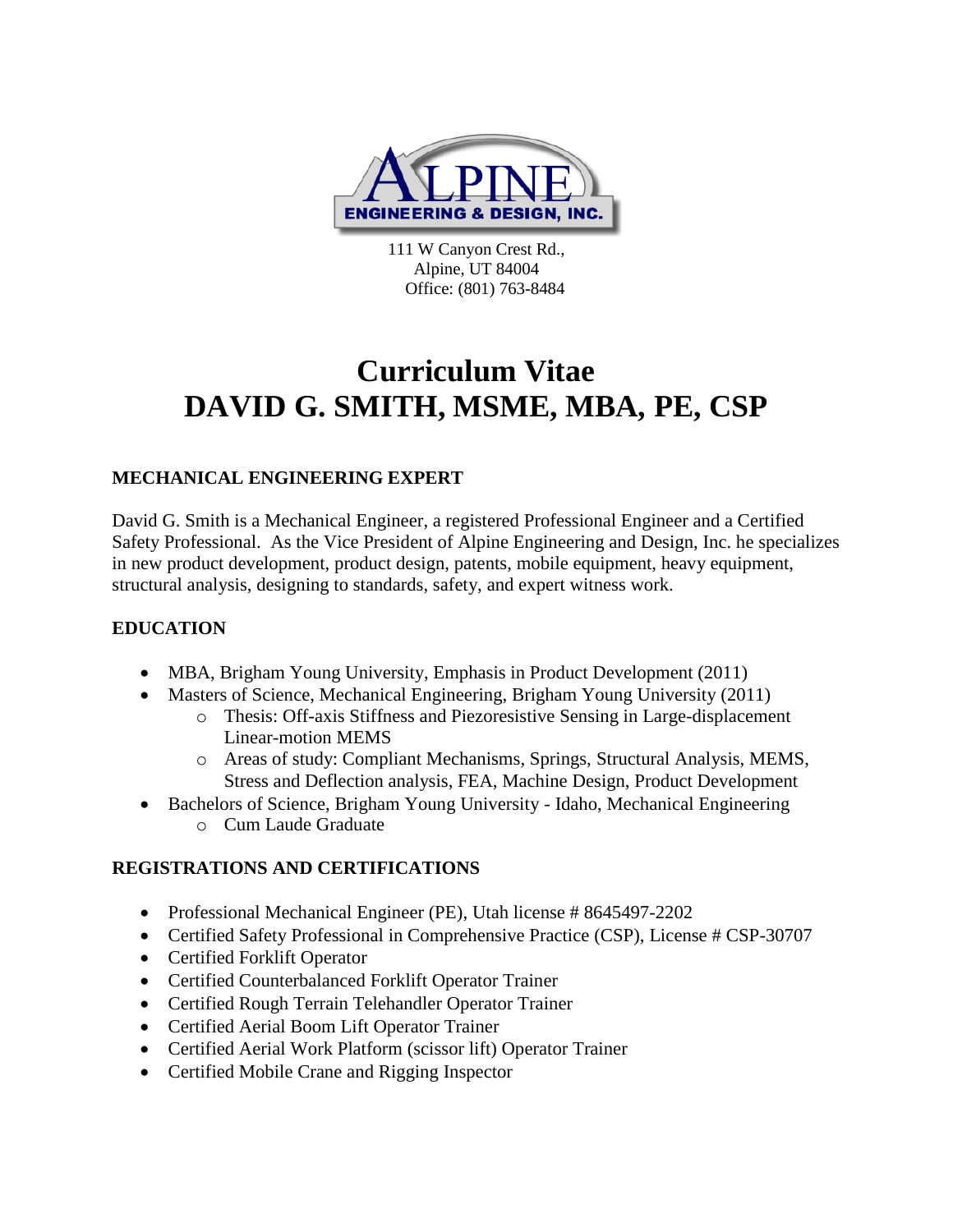ALPINE ENGINEERING & DESIGN, INC.

111 W Canyon Crest Rd.,
Alpine, UT 84004
Office: (801) 763-8484

# Curriculum Vitae
# DAVID G. SMITH, MSME, MBA, PE, CSP

## MECHANICAL ENGINEERING EXPERT

David G. Smith is a Mechanical Engineer, a registered Professional Engineer and a Certified Safety Professional. As the Vice President of Alpine Engineering and Design, Inc. he specializes in new product development, product design, patents, mobile equipment, heavy equipment, structural analysis, designing to standards, safety, and expert witness work.

## EDUCATION

- MBA, Brigham Young University, Emphasis in Product Development (2011)
- Masters of Science, Mechanical Engineering, Brigham Young University (2011)
  - Thesis: Off-axis Stiffness and Piezoresistive Sensing in Large-displacement Linear-motion MEMS
  - Areas of study: Compliant Mechanisms, Springs, Structural Analysis, MEMS, Stress and Deflection analysis, FEA, Machine Design, Product Development
- Bachelors of Science, Brigham Young University - Idaho, Mechanical Engineering
  - Cum Laude Graduate

## REGISTRATIONS AND CERTIFICATIONS

- Professional Mechanical Engineer (PE), Utah license # 8645497-2202
- Certified Safety Professional in Comprehensive Practice (CSP), License # CSP-30707
- Certified Forklift Operator
- Certified Counterbalanced Forklift Operator Trainer
- Certified Rough Terrain Telehandler Operator Trainer
- Certified Aerial Boom Lift Operator Trainer
- Certified Aerial Work Platform (scissor lift) Operator Trainer
- Certified Mobile Crane and Rigging Inspector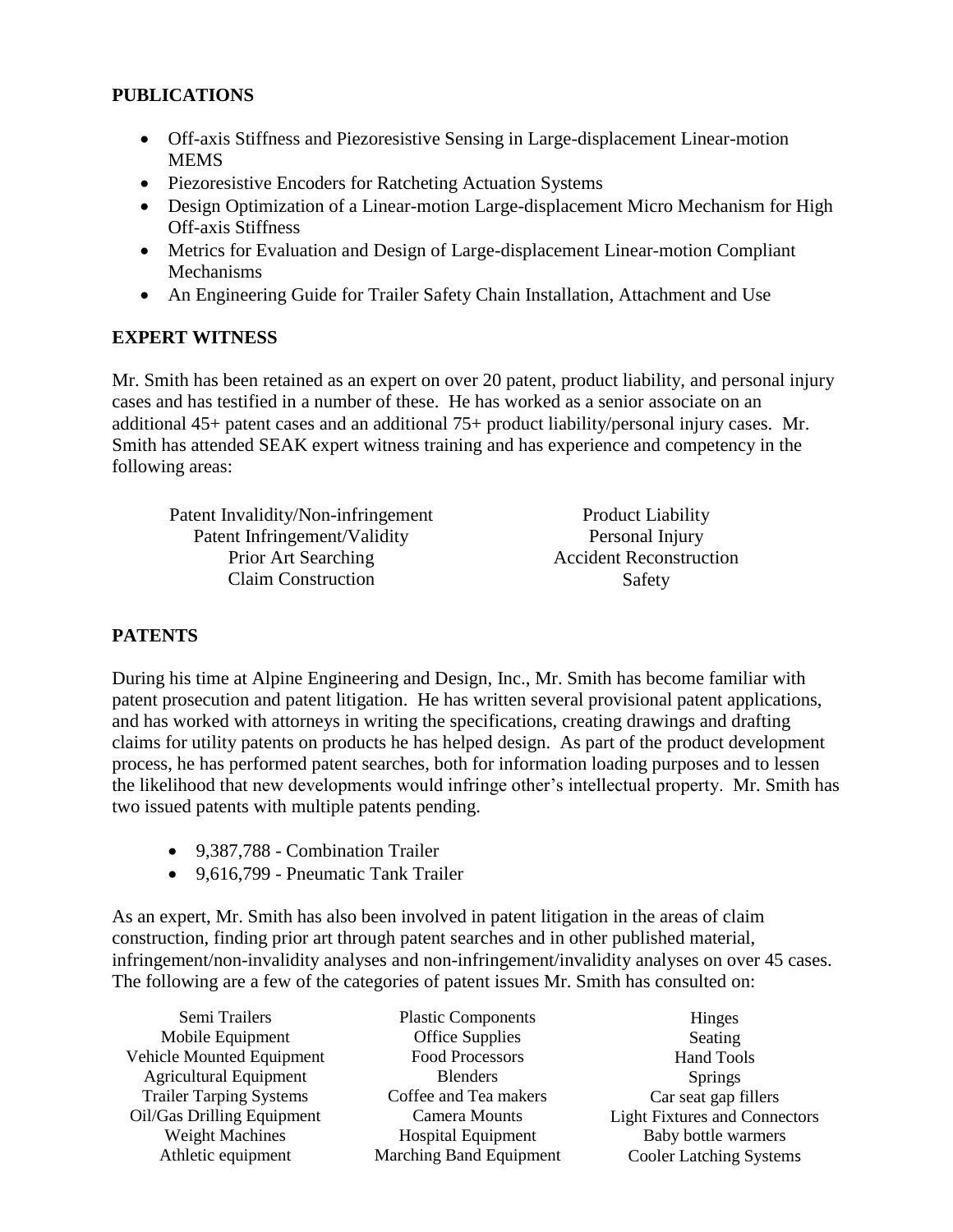## PUBLICATIONS

- Off-axis Stiffness and Piezoresistive Sensing in Large-displacement Linear-motion MEMS
- Piezoresistive Encoders for Ratcheting Actuation Systems
- Design Optimization of a Linear-motion Large-displacement Micro Mechanism for High Off-axis Stiffness
- Metrics for Evaluation and Design of Large-displacement Linear-motion Compliant Mechanisms
- An Engineering Guide for Trailer Safety Chain Installation, Attachment and Use

## EXPERT WITNESS

Mr. Smith has been retained as an expert on over 20 patent, product liability, and personal injury cases and has testified in a number of these. He has worked as a senior associate on an additional 45+ patent cases and an additional 75+ product liability/personal injury cases. Mr. Smith has attended SEAK expert witness training and has experience and competency in the following areas:

| | |
|---|---|
| Patent Invalidity/Non-infringement | Product Liability |
| Patent Infringement/Validity | Personal Injury |
| Prior Art Searching | Accident Reconstruction |
| Claim Construction | Safety |

## PATENTS

During his time at Alpine Engineering and Design, Inc., Mr. Smith has become familiar with patent prosecution and patent litigation. He has written several provisional patent applications, and has worked with attorneys in writing the specifications, creating drawings and drafting claims for utility patents on products he has helped design. As part of the product development process, he has performed patent searches, both for information loading purposes and to lessen the likelihood that new developments would infringe other's intellectual property. Mr. Smith has two issued patents with multiple patents pending.

- 9,387,788 - Combination Trailer
- 9,616,799 - Pneumatic Tank Trailer

As an expert, Mr. Smith has also been involved in patent litigation in the areas of claim construction, finding prior art through patent searches and in other published material, infringement/non-invalidity analyses and non-infringement/invalidity analyses on over 45 cases. The following are a few of the categories of patent issues Mr. Smith has consulted on:

| | | |
|---|---|---|
| Semi Trailers | Plastic Components | Hinges |
| Mobile Equipment | Office Supplies | Seating |
| Vehicle Mounted Equipment | Food Processors | Hand Tools |
| Agricultural Equipment | Blenders | Springs |
| Trailer Tarping Systems | Coffee and Tea makers | Car seat gap fillers |
| Oil/Gas Drilling Equipment | Camera Mounts | Light Fixtures and Connectors |
| Weight Machines | Hospital Equipment | Baby bottle warmers |
| Athletic equipment | Marching Band Equipment | Cooler Latching Systems |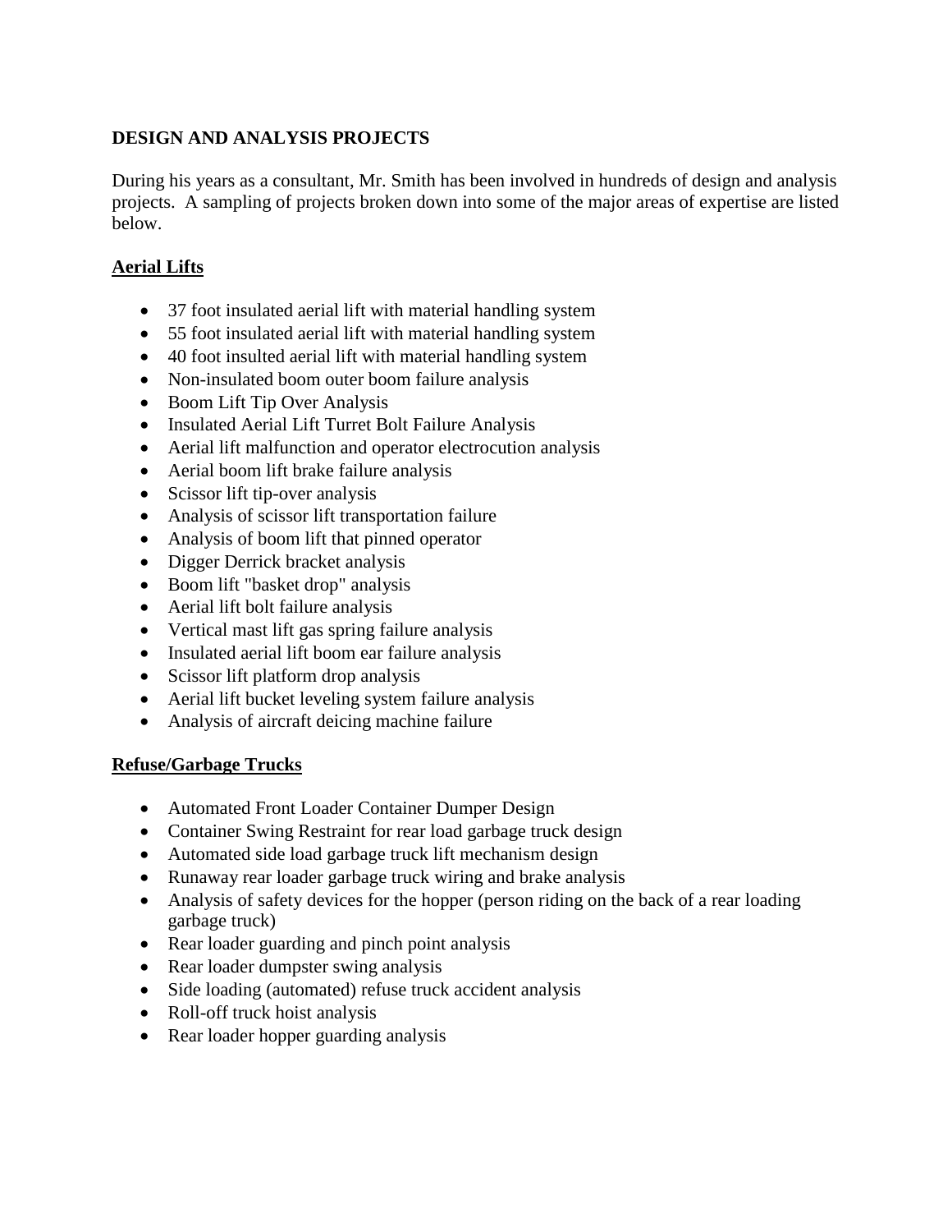**DESIGN AND ANALYSIS PROJECTS**

During his years as a consultant, Mr. Smith has been involved in hundreds of design and analysis projects. A sampling of projects broken down into some of the major areas of expertise are listed below.

**Aerial Lifts**

- 37 foot insulated aerial lift with material handling system
- 55 foot insulated aerial lift with material handling system
- 40 foot insulted aerial lift with material handling system
- Non-insulated boom outer boom failure analysis
- Boom Lift Tip Over Analysis
- Insulated Aerial Lift Turret Bolt Failure Analysis
- Aerial lift malfunction and operator electrocution analysis
- Aerial boom lift brake failure analysis
- Scissor lift tip-over analysis
- Analysis of scissor lift transportation failure
- Analysis of boom lift that pinned operator
- Digger Derrick bracket analysis
- Boom lift "basket drop" analysis
- Aerial lift bolt failure analysis
- Vertical mast lift gas spring failure analysis
- Insulated aerial lift boom ear failure analysis
- Scissor lift platform drop analysis
- Aerial lift bucket leveling system failure analysis
- Analysis of aircraft deicing machine failure

**Refuse/Garbage Trucks**

- Automated Front Loader Container Dumper Design
- Container Swing Restraint for rear load garbage truck design
- Automated side load garbage truck lift mechanism design
- Runaway rear loader garbage truck wiring and brake analysis
- Analysis of safety devices for the hopper (person riding on the back of a rear loading garbage truck)
- Rear loader guarding and pinch point analysis
- Rear loader dumpster swing analysis
- Side loading (automated) refuse truck accident analysis
- Roll-off truck hoist analysis
- Rear loader hopper guarding analysis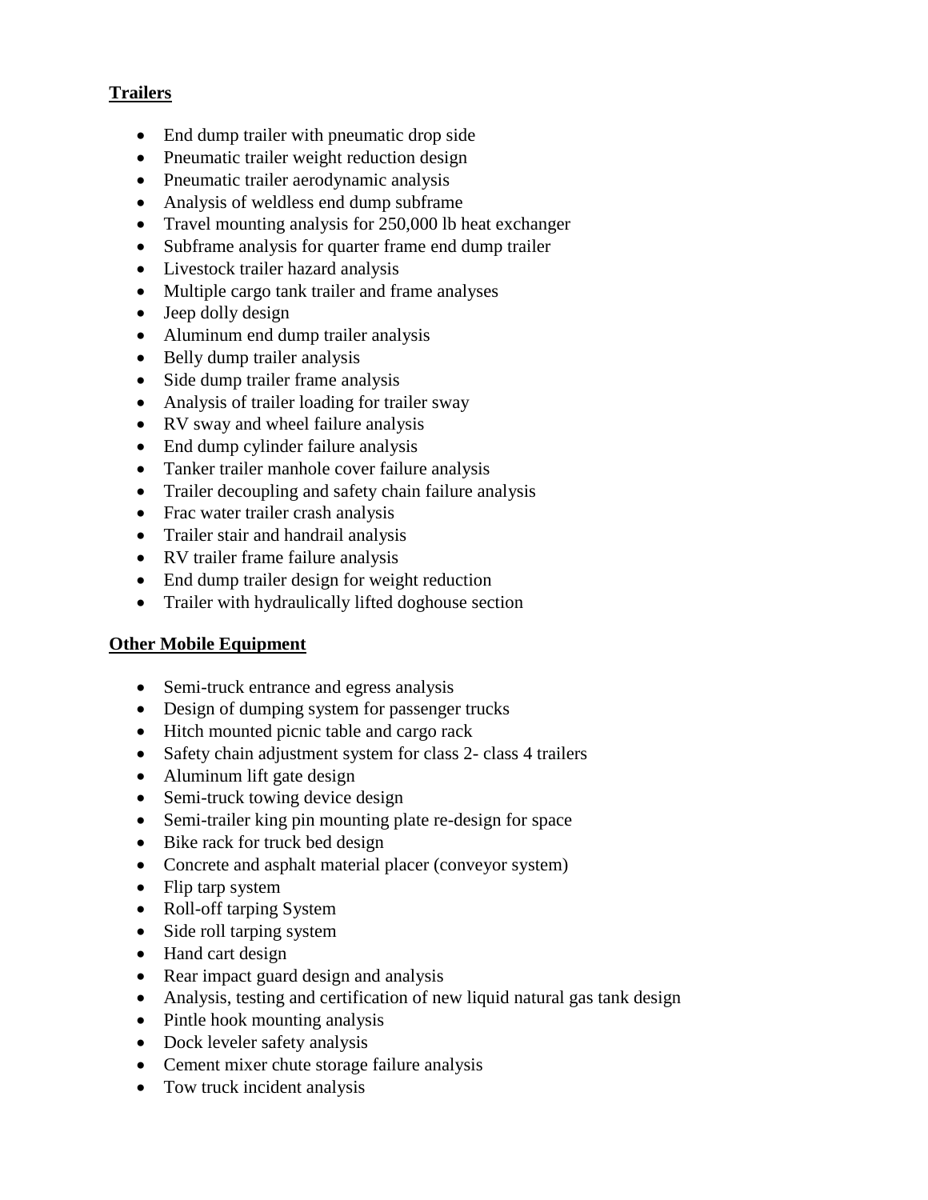## Trailers

- End dump trailer with pneumatic drop side
- Pneumatic trailer weight reduction design
- Pneumatic trailer aerodynamic analysis
- Analysis of weldless end dump subframe
- Travel mounting analysis for 250,000 lb heat exchanger
- Subframe analysis for quarter frame end dump trailer
- Livestock trailer hazard analysis
- Multiple cargo tank trailer and frame analyses
- Jeep dolly design
- Aluminum end dump trailer analysis
- Belly dump trailer analysis
- Side dump trailer frame analysis
- Analysis of trailer loading for trailer sway
- RV sway and wheel failure analysis
- End dump cylinder failure analysis
- Tanker trailer manhole cover failure analysis
- Trailer decoupling and safety chain failure analysis
- Frac water trailer crash analysis
- Trailer stair and handrail analysis
- RV trailer frame failure analysis
- End dump trailer design for weight reduction
- Trailer with hydraulically lifted doghouse section

## Other Mobile Equipment

- Semi-truck entrance and egress analysis
- Design of dumping system for passenger trucks
- Hitch mounted picnic table and cargo rack
- Safety chain adjustment system for class 2- class 4 trailers
- Aluminum lift gate design
- Semi-truck towing device design
- Semi-trailer king pin mounting plate re-design for space
- Bike rack for truck bed design
- Concrete and asphalt material placer (conveyor system)
- Flip tarp system
- Roll-off tarping System
- Side roll tarping system
- Hand cart design
- Rear impact guard design and analysis
- Analysis, testing and certification of new liquid natural gas tank design
- Pintle hook mounting analysis
- Dock leveler safety analysis
- Cement mixer chute storage failure analysis
- Tow truck incident analysis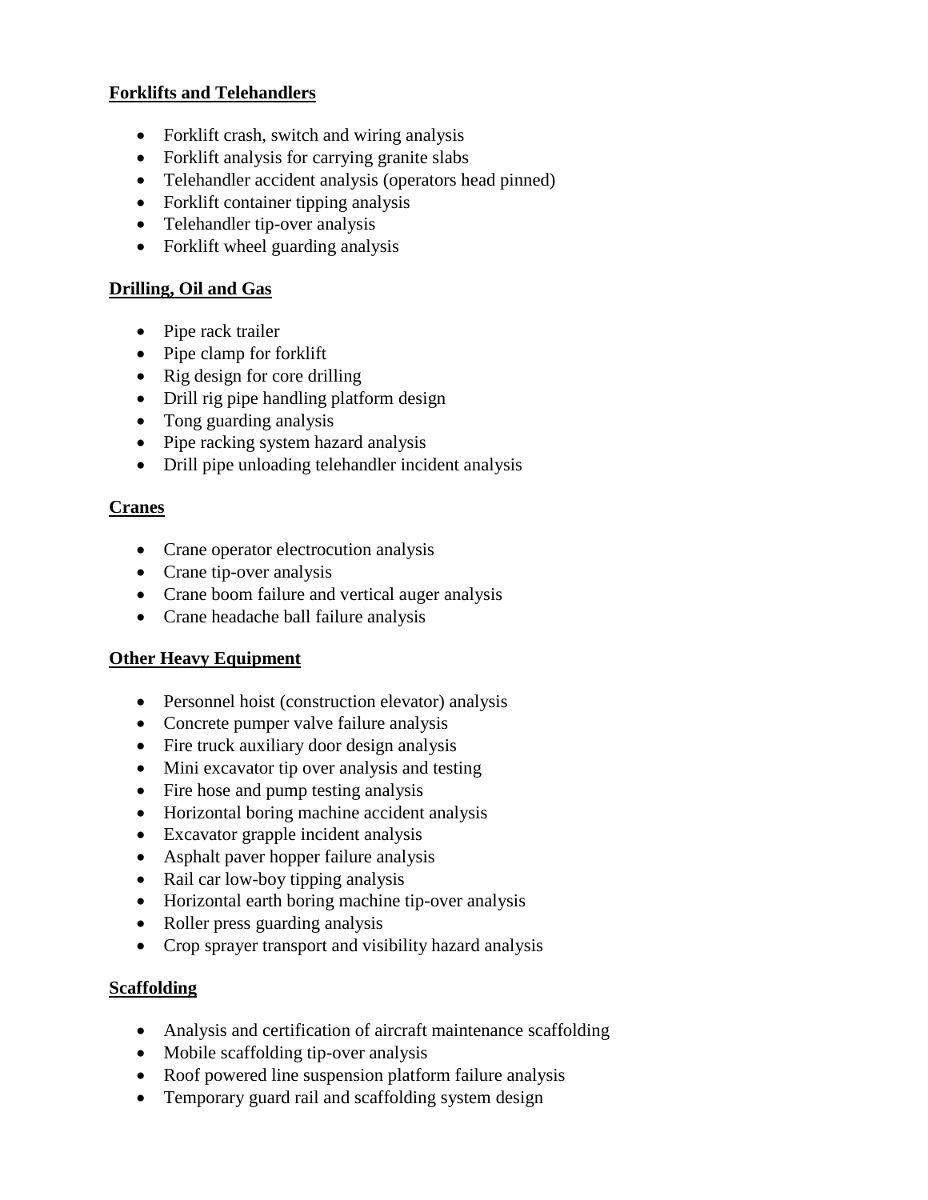**Forklifts and Telehandlers**

- Forklift crash, switch and wiring analysis
- Forklift analysis for carrying granite slabs
- Telehandler accident analysis (operators head pinned)
- Forklift container tipping analysis
- Telehandler tip-over analysis
- Forklift wheel guarding analysis

**Drilling, Oil and Gas**

- Pipe rack trailer
- Pipe clamp for forklift
- Rig design for core drilling
- Drill rig pipe handling platform design
- Tong guarding analysis
- Pipe racking system hazard analysis
- Drill pipe unloading telehandler incident analysis

**Cranes**

- Crane operator electrocution analysis
- Crane tip-over analysis
- Crane boom failure and vertical auger analysis
- Crane headache ball failure analysis

**Other Heavy Equipment**

- Personnel hoist (construction elevator) analysis
- Concrete pumper valve failure analysis
- Fire truck auxiliary door design analysis
- Mini excavator tip over analysis and testing
- Fire hose and pump testing analysis
- Horizontal boring machine accident analysis
- Excavator grapple incident analysis
- Asphalt paver hopper failure analysis
- Rail car low-boy tipping analysis
- Horizontal earth boring machine tip-over analysis
- Roller press guarding analysis
- Crop sprayer transport and visibility hazard analysis

**Scaffolding**

- Analysis and certification of aircraft maintenance scaffolding
- Mobile scaffolding tip-over analysis
- Roof powered line suspension platform failure analysis
- Temporary guard rail and scaffolding system design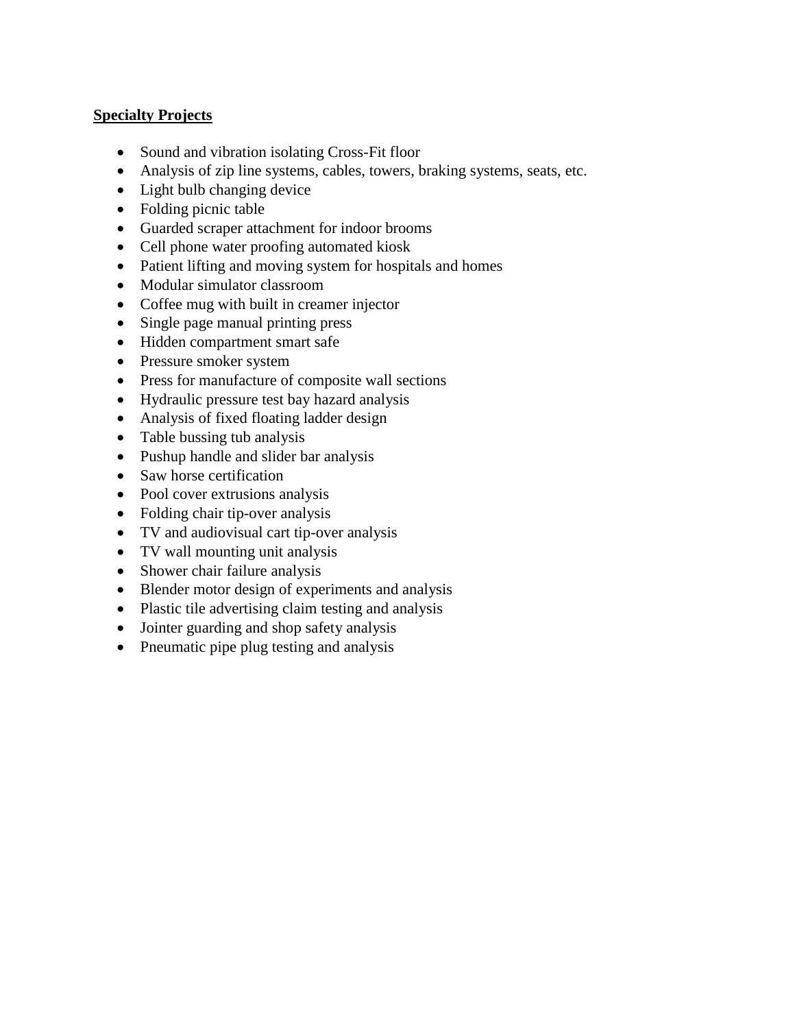**Specialty Projects**

- Sound and vibration isolating Cross-Fit floor
- Analysis of zip line systems, cables, towers, braking systems, seats, etc.
- Light bulb changing device
- Folding picnic table
- Guarded scraper attachment for indoor brooms
- Cell phone water proofing automated kiosk
- Patient lifting and moving system for hospitals and homes
- Modular simulator classroom
- Coffee mug with built in creamer injector
- Single page manual printing press
- Hidden compartment smart safe
- Pressure smoker system
- Press for manufacture of composite wall sections
- Hydraulic pressure test bay hazard analysis
- Analysis of fixed floating ladder design
- Table bussing tub analysis
- Pushup handle and slider bar analysis
- Saw horse certification
- Pool cover extrusions analysis
- Folding chair tip-over analysis
- TV and audiovisual cart tip-over analysis
- TV wall mounting unit analysis
- Shower chair failure analysis
- Blender motor design of experiments and analysis
- Plastic tile advertising claim testing and analysis
- Jointer guarding and shop safety analysis
- Pneumatic pipe plug testing and analysis